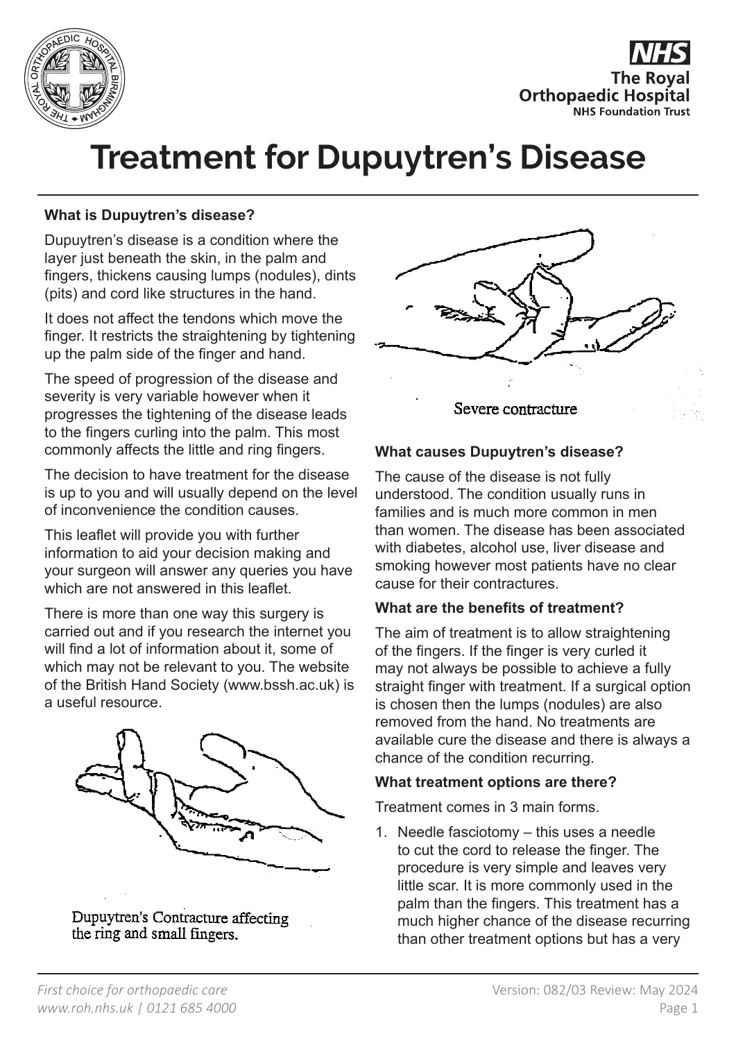# Treatment for Dupuytren's Disease

### What is Dupuytren's disease?

Dupuytren's disease is a condition where the layer just beneath the skin, in the palm and fingers, thickens causing lumps (nodules), dints (pits) and cord like structures in the hand.

It does not affect the tendons which move the finger. It restricts the straightening by tightening up the palm side of the finger and hand.

The speed of progression of the disease and severity is very variable however when it progresses the tightening of the disease leads to the fingers curling into the palm. This most commonly affects the little and ring fingers.

The decision to have treatment for the disease is up to you and will usually depend on the level of inconvenience the condition causes.

This leaflet will provide you with further information to aid your decision making and your surgeon will answer any queries you have which are not answered in this leaflet.

There is more than one way this surgery is carried out and if you research the internet you will find a lot of information about it, some of which may not be relevant to you. The website of the British Hand Society (www.bssh.ac.uk) is a useful resource.

Dupuytren's Contracture affecting the ring and small fingers.

Severe contracture

### What causes Dupuytren's disease?

The cause of the disease is not fully understood. The condition usually runs in families and is much more common in men than women. The disease has been associated with diabetes, alcohol use, liver disease and smoking however most patients have no clear cause for their contractures.

### What are the benefits of treatment?

The aim of treatment is to allow straightening of the fingers. If the finger is very curled it may not always be possible to achieve a fully straight finger with treatment. If a surgical option is chosen then the lumps (nodules) are also removed from the hand. No treatments are available cure the disease and there is always a chance of the condition recurring.

### What treatment options are there?

Treatment comes in 3 main forms.

1. Needle fasciotomy – this uses a needle to cut the cord to release the finger. The procedure is very simple and leaves very little scar. It is more commonly used in the palm than the fingers. This treatment has a much higher chance of the disease recurring than other treatment options but has a very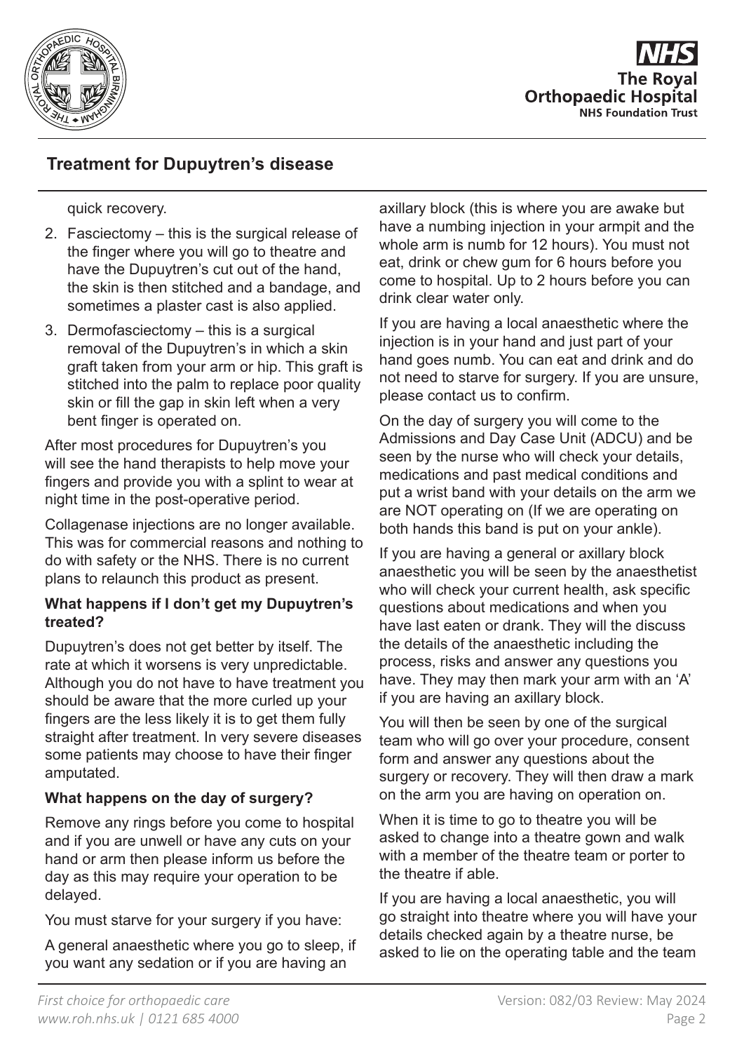quick recovery.

2. Fasciectomy – this is the surgical release of the finger where you will go to theatre and have the Dupuytren's cut out of the hand, the skin is then stitched and a bandage, and sometimes a plaster cast is also applied.
3. Dermofasciectomy – this is a surgical removal of the Dupuytren's in which a skin graft taken from your arm or hip. This graft is stitched into the palm to replace poor quality skin or fill the gap in skin left when a very bent finger is operated on.

After most procedures for Dupuytren's you will see the hand therapists to help move your fingers and provide you with a splint to wear at night time in the post-operative period.

Collagenase injections are no longer available. This was for commercial reasons and nothing to do with safety or the NHS. There is no current plans to relaunch this product as present.

**What happens if I don't get my Dupuytren's treated?**

Dupuytren's does not get better by itself. The rate at which it worsens is very unpredictable. Although you do not have to have treatment you should be aware that the more curled up your fingers are the less likely it is to get them fully straight after treatment. In very severe diseases some patients may choose to have their finger amputated.

**What happens on the day of surgery?**

Remove any rings before you come to hospital and if you are unwell or have any cuts on your hand or arm then please inform us before the day as this may require your operation to be delayed.

You must starve for your surgery if you have:

A general anaesthetic where you go to sleep, if you want any sedation or if you are having an axillary block (this is where you are awake but have a numbing injection in your armpit and the whole arm is numb for 12 hours). You must not eat, drink or chew gum for 6 hours before you come to hospital. Up to 2 hours before you can drink clear water only.

If you are having a local anaesthetic where the injection is in your hand and just part of your hand goes numb. You can eat and drink and do not need to starve for surgery. If you are unsure, please contact us to confirm.

On the day of surgery you will come to the Admissions and Day Case Unit (ADCU) and be seen by the nurse who will check your details, medications and past medical conditions and put a wrist band with your details on the arm we are NOT operating on (If we are operating on both hands this band is put on your ankle).

If you are having a general or axillary block anaesthetic you will be seen by the anaesthetist who will check your current health, ask specific questions about medications and when you have last eaten or drank. They will the discuss the details of the anaesthetic including the process, risks and answer any questions you have. They may then mark your arm with an 'A' if you are having an axillary block.

You will then be seen by one of the surgical team who will go over your procedure, consent form and answer any questions about the surgery or recovery. They will then draw a mark on the arm you are having on operation on.

When it is time to go to theatre you will be asked to change into a theatre gown and walk with a member of the theatre team or porter to the theatre if able.

If you are having a local anaesthetic, you will go straight into theatre where you will have your details checked again by a theatre nurse, be asked to lie on the operating table and the team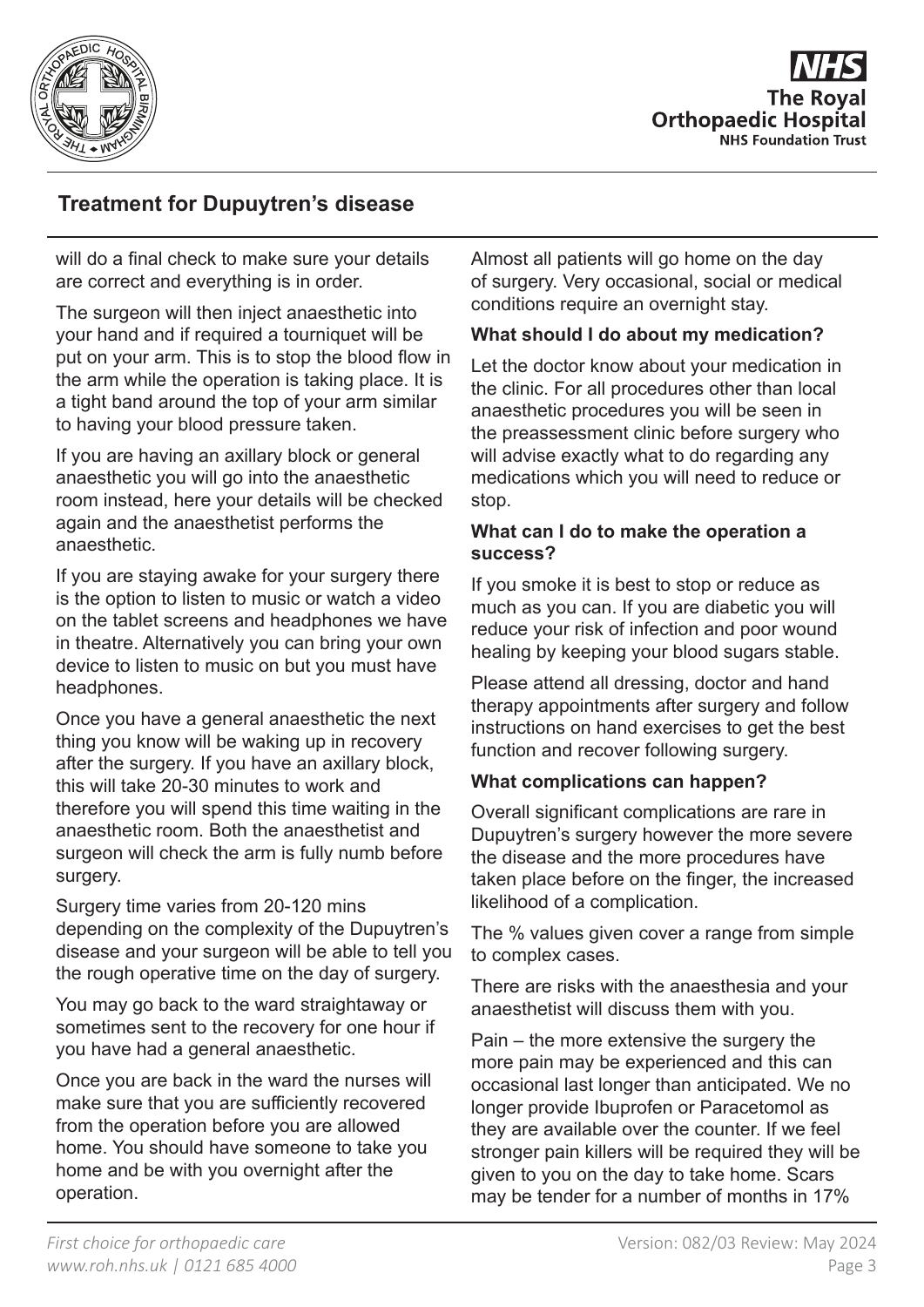will do a final check to make sure your details are correct and everything is in order.

The surgeon will then inject anaesthetic into your hand and if required a tourniquet will be put on your arm. This is to stop the blood flow in the arm while the operation is taking place. It is a tight band around the top of your arm similar to having your blood pressure taken.

If you are having an axillary block or general anaesthetic you will go into the anaesthetic room instead, here your details will be checked again and the anaesthetist performs the anaesthetic.

If you are staying awake for your surgery there is the option to listen to music or watch a video on the tablet screens and headphones we have in theatre. Alternatively you can bring your own device to listen to music on but you must have headphones.

Once you have a general anaesthetic the next thing you know will be waking up in recovery after the surgery. If you have an axillary block, this will take 20-30 minutes to work and therefore you will spend this time waiting in the anaesthetic room. Both the anaesthetist and surgeon will check the arm is fully numb before surgery.

Surgery time varies from 20-120 mins depending on the complexity of the Dupuytren's disease and your surgeon will be able to tell you the rough operative time on the day of surgery.

You may go back to the ward straightaway or sometimes sent to the recovery for one hour if you have had a general anaesthetic.

Once you are back in the ward the nurses will make sure that you are sufficiently recovered from the operation before you are allowed home. You should have someone to take you home and be with you overnight after the operation.

Almost all patients will go home on the day of surgery. Very occasional, social or medical conditions require an overnight stay.

**What should I do about my medication?**

Let the doctor know about your medication in the clinic. For all procedures other than local anaesthetic procedures you will be seen in the preassessment clinic before surgery who will advise exactly what to do regarding any medications which you will need to reduce or stop.

**What can I do to make the operation a success?**

If you smoke it is best to stop or reduce as much as you can. If you are diabetic you will reduce your risk of infection and poor wound healing by keeping your blood sugars stable.

Please attend all dressing, doctor and hand therapy appointments after surgery and follow instructions on hand exercises to get the best function and recover following surgery.

**What complications can happen?**

Overall significant complications are rare in Dupuytren's surgery however the more severe the disease and the more procedures have taken place before on the finger, the increased likelihood of a complication.

The % values given cover a range from simple to complex cases.

There are risks with the anaesthesia and your anaesthetist will discuss them with you.

Pain – the more extensive the surgery the more pain may be experienced and this can occasional last longer than anticipated. We no longer provide Ibuprofen or Paracetomol as they are available over the counter. If we feel stronger pain killers will be required they will be given to you on the day to take home. Scars may be tender for a number of months in 17%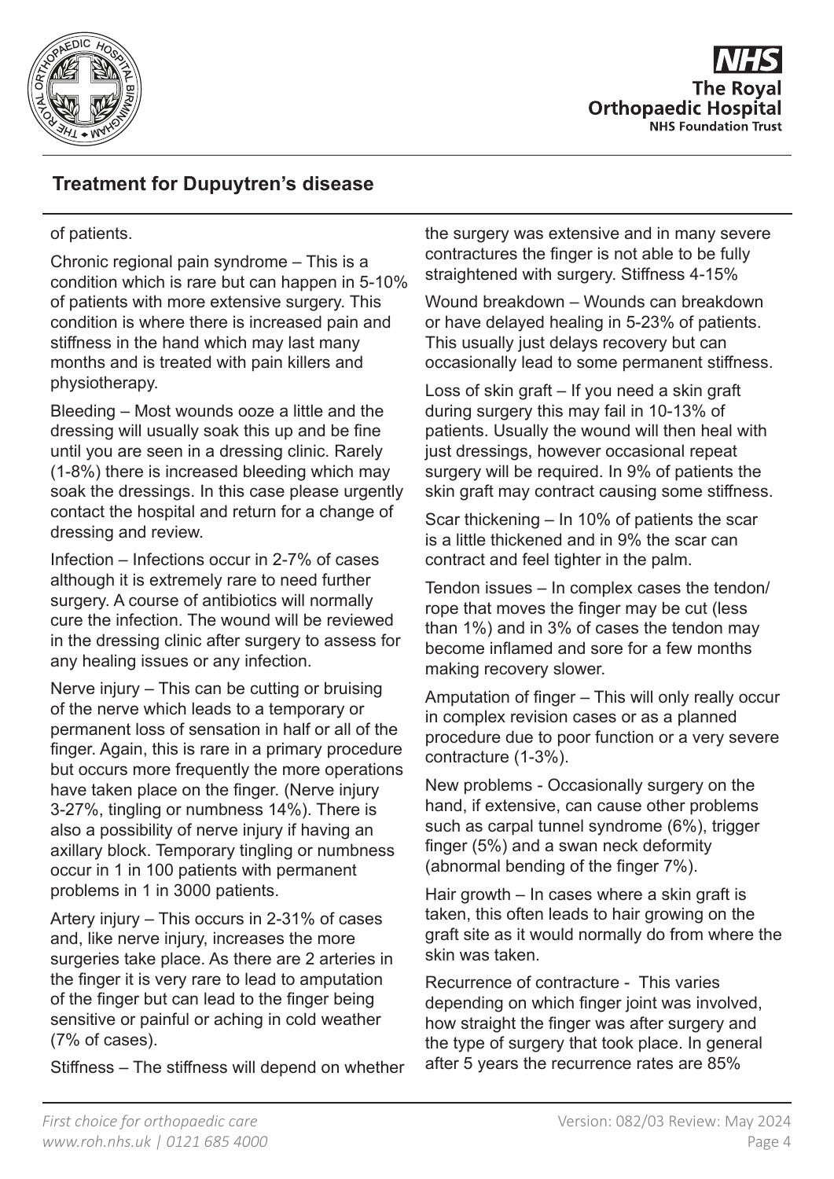of patients.

Chronic regional pain syndrome – This is a condition which is rare but can happen in 5-10% of patients with more extensive surgery. This condition is where there is increased pain and stiffness in the hand which may last many months and is treated with pain killers and physiotherapy.

Bleeding – Most wounds ooze a little and the dressing will usually soak this up and be fine until you are seen in a dressing clinic. Rarely (1-8%) there is increased bleeding which may soak the dressings. In this case please urgently contact the hospital and return for a change of dressing and review.

Infection – Infections occur in 2-7% of cases although it is extremely rare to need further surgery. A course of antibiotics will normally cure the infection. The wound will be reviewed in the dressing clinic after surgery to assess for any healing issues or any infection.

Nerve injury – This can be cutting or bruising of the nerve which leads to a temporary or permanent loss of sensation in half or all of the finger. Again, this is rare in a primary procedure but occurs more frequently the more operations have taken place on the finger. (Nerve injury 3-27%, tingling or numbness 14%). There is also a possibility of nerve injury if having an axillary block. Temporary tingling or numbness occur in 1 in 100 patients with permanent problems in 1 in 3000 patients.

Artery injury – This occurs in 2-31% of cases and, like nerve injury, increases the more surgeries take place. As there are 2 arteries in the finger it is very rare to lead to amputation of the finger but can lead to the finger being sensitive or painful or aching in cold weather (7% of cases).

Stiffness – The stiffness will depend on whether the surgery was extensive and in many severe contractures the finger is not able to be fully straightened with surgery. Stiffness 4-15%

Wound breakdown – Wounds can breakdown or have delayed healing in 5-23% of patients. This usually just delays recovery but can occasionally lead to some permanent stiffness.

Loss of skin graft – If you need a skin graft during surgery this may fail in 10-13% of patients. Usually the wound will then heal with just dressings, however occasional repeat surgery will be required. In 9% of patients the skin graft may contract causing some stiffness.

Scar thickening – In 10% of patients the scar is a little thickened and in 9% the scar can contract and feel tighter in the palm.

Tendon issues – In complex cases the tendon/rope that moves the finger may be cut (less than 1%) and in 3% of cases the tendon may become inflamed and sore for a few months making recovery slower.

Amputation of finger – This will only really occur in complex revision cases or as a planned procedure due to poor function or a very severe contracture (1-3%).

New problems - Occasionally surgery on the hand, if extensive, can cause other problems such as carpal tunnel syndrome (6%), trigger finger (5%) and a swan neck deformity (abnormal bending of the finger 7%).

Hair growth – In cases where a skin graft is taken, this often leads to hair growing on the graft site as it would normally do from where the skin was taken.

Recurrence of contracture - This varies depending on which finger joint was involved, how straight the finger was after surgery and the type of surgery that took place. In general after 5 years the recurrence rates are 85%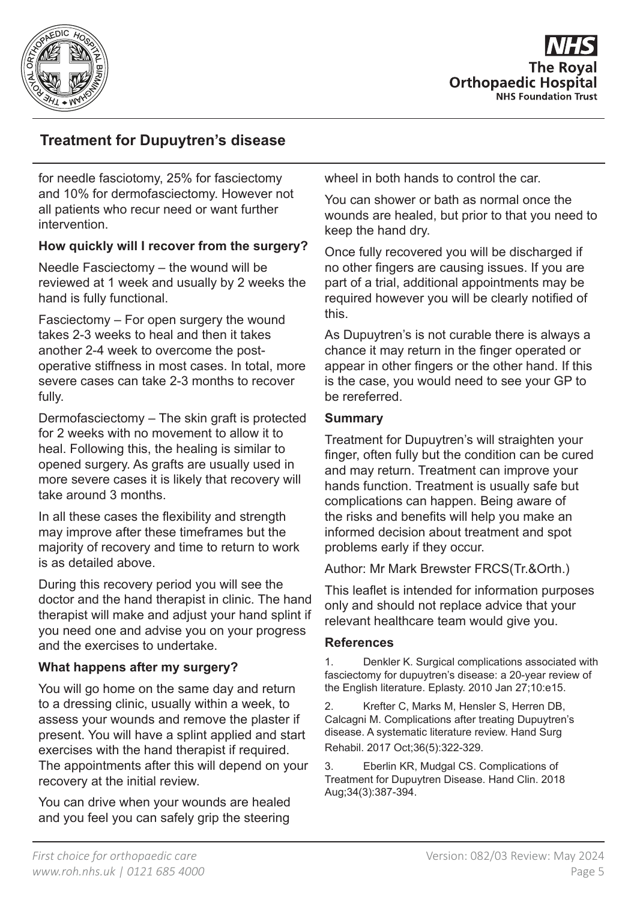for needle fasciotomy, 25% for fasciectomy and 10% for dermofasciectomy. However not all patients who recur need or want further intervention.

**How quickly will I recover from the surgery?**

Needle Fasciectomy – the wound will be reviewed at 1 week and usually by 2 weeks the hand is fully functional.

Fasciectomy – For open surgery the wound takes 2-3 weeks to heal and then it takes another 2-4 week to overcome the post-operative stiffness in most cases. In total, more severe cases can take 2-3 months to recover fully.

Dermofasciectomy – The skin graft is protected for 2 weeks with no movement to allow it to heal. Following this, the healing is similar to opened surgery. As grafts are usually used in more severe cases it is likely that recovery will take around 3 months.

In all these cases the flexibility and strength may improve after these timeframes but the majority of recovery and time to return to work is as detailed above.

During this recovery period you will see the doctor and the hand therapist in clinic. The hand therapist will make and adjust your hand splint if you need one and advise you on your progress and the exercises to undertake.

**What happens after my surgery?**

You will go home on the same day and return to a dressing clinic, usually within a week, to assess your wounds and remove the plaster if present. You will have a splint applied and start exercises with the hand therapist if required. The appointments after this will depend on your recovery at the initial review.

You can drive when your wounds are healed and you feel you can safely grip the steering wheel in both hands to control the car.

You can shower or bath as normal once the wounds are healed, but prior to that you need to keep the hand dry.

Once fully recovered you will be discharged if no other fingers are causing issues. If you are part of a trial, additional appointments may be required however you will be clearly notified of this.

As Dupuytren's is not curable there is always a chance it may return in the finger operated or appear in other fingers or the other hand. If this is the case, you would need to see your GP to be rereferred.

**Summary**

Treatment for Dupuytren's will straighten your finger, often fully but the condition can be cured and may return. Treatment can improve your hands function. Treatment is usually safe but complications can happen. Being aware of the risks and benefits will help you make an informed decision about treatment and spot problems early if they occur.

Author: Mr Mark Brewster FRCS(Tr.&Orth.)

This leaflet is intended for information purposes only and should not replace advice that your relevant healthcare team would give you.

**References**

1. Denkler K. Surgical complications associated with fasciectomy for dupuytren's disease: a 20-year review of the English literature. Eplasty. 2010 Jan 27;10:e15.

2. Krefter C, Marks M, Hensler S, Herren DB, Calcagni M. Complications after treating Dupuytren's disease. A systematic literature review. Hand Surg Rehabil. 2017 Oct;36(5):322-329.

3. Eberlin KR, Mudgal CS. Complications of Treatment for Dupuytren Disease. Hand Clin. 2018 Aug;34(3):387-394.